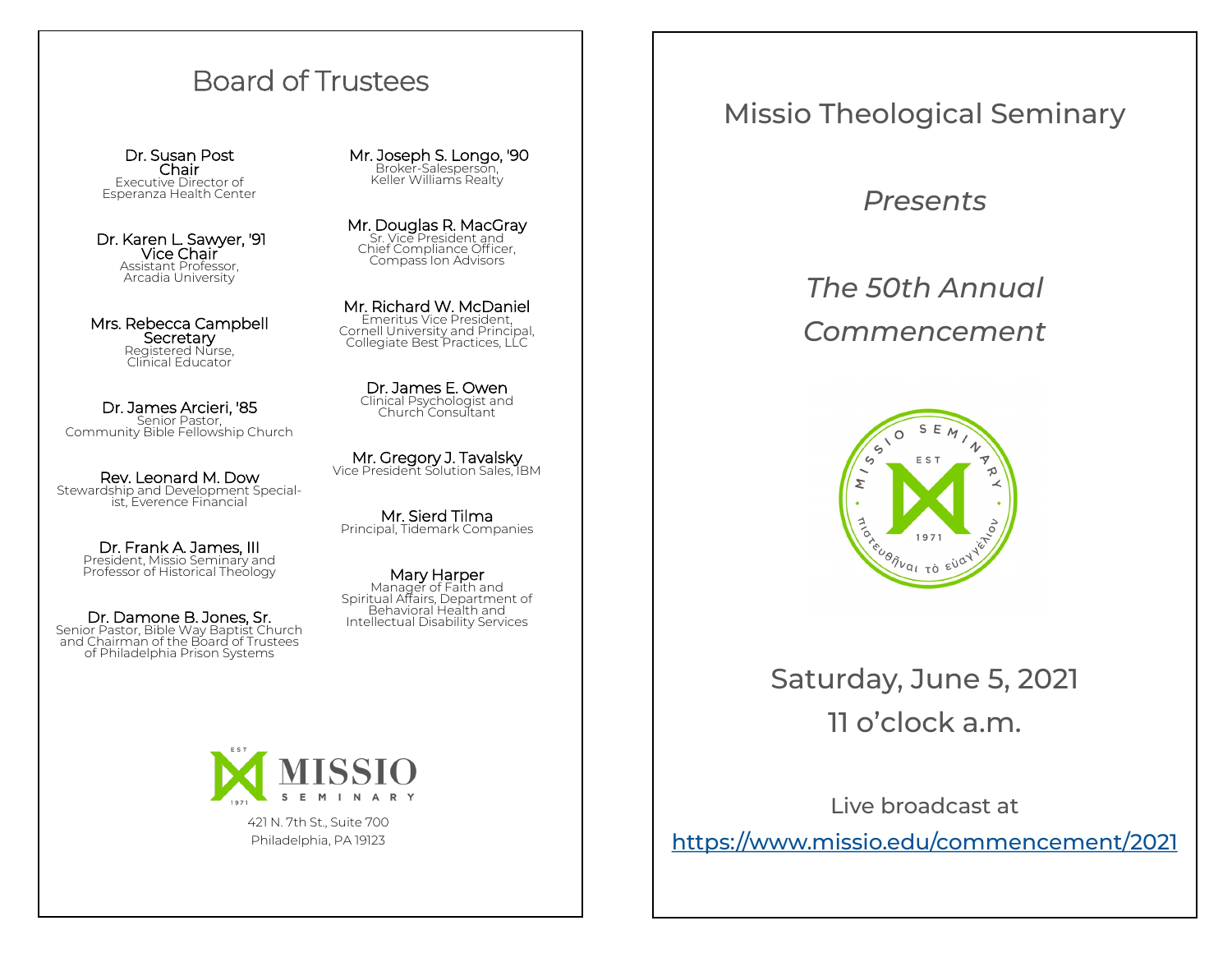## Board of Trustees

**Dr. Susan Post**
**Chair**
Executive Director of
Esperanza Health Center

**Dr. Karen L. Sawyer, '91**
**Vice Chair**
Assistant Professor,
Arcadia University

**Mrs. Rebecca Campbell**
**Secretary**
Registered Nurse,
Clinical Educator

**Dr. James Arcieri, '85**
Senior Pastor,
Community Bible Fellowship Church

**Rev. Leonard M. Dow**
Stewardship and Development Special-
ist, Everence Financial

**Dr. Frank A. James, III**
President, Missio Seminary and
Professor of Historical Theology

**Dr. Damone B. Jones, Sr.**
Senior Pastor, Bible Way Baptist Church
and Chairman of the Board of Trustees
of Philadelphia Prison Systems

**Mr. Joseph S. Longo, '90**
Broker-Salesperson,
Keller Williams Realty

**Mr. Douglas R. MacGray**
Sr. Vice President and
Chief Compliance Officer,
Compass Ion Advisors

**Mr. Richard W. McDaniel**
Emeritus Vice President,
Cornell University and Principal,
Collegiate Best Practices, LLC

**Dr. James E. Owen**
Clinical Psychologist and
Church Consultant

**Mr. Gregory J. Tavalsky**
Vice President Solution Sales, IBM

**Mr. Sierd Tilma**
Principal, Tidemark Companies

**Mary Harper**
Manager of Faith and
Spiritual Affairs, Department of
Behavioral Health and
Intellectual Disability Services

MISSIO SEMINARY
EST 1971

421 N. 7th St., Suite 700
Philadelphia, PA 19123

# Missio Theological Seminary

*Presents*

## *The 50th Annual Commencement*

MISSIO SEMINARY
EST 1971
πιστευθῆναι τὸ εὐαγγέλιον

Saturday, June 5, 2021
11 o'clock a.m.

Live broadcast at
https://www.missio.edu/commencement/2021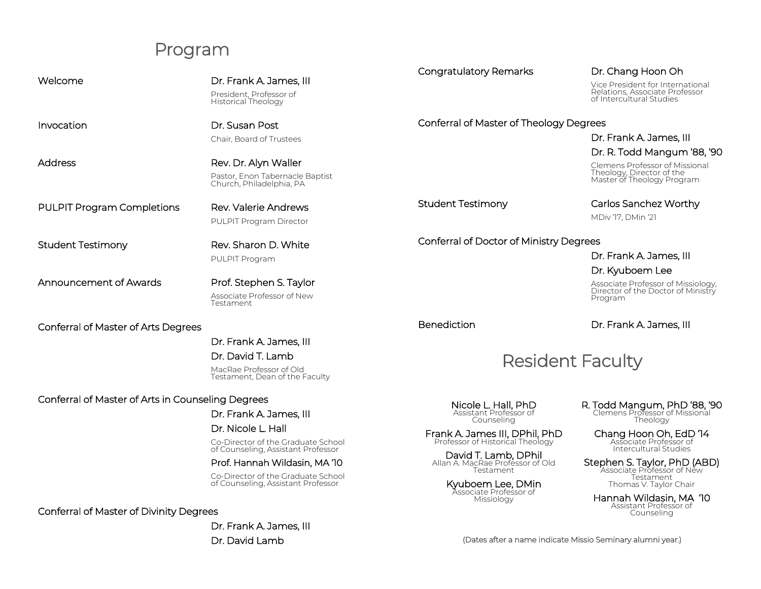## Program

Welcome — **Dr. Frank A. James, III**
President, Professor of Historical Theology

Invocation — **Dr. Susan Post**
Chair, Board of Trustees

Address — **Rev. Dr. Alyn Waller**
Pastor, Enon Tabernacle Baptist Church, Philadelphia, PA

PULPIT Program Completions — **Rev. Valerie Andrews**
PULPIT Program Director

Student Testimony — **Rev. Sharon D. White**
PULPIT Program

Announcement of Awards — **Prof. Stephen S. Taylor**
Associate Professor of New Testament

Conferral of Master of Arts Degrees
**Dr. Frank A. James, III**
**Dr. David T. Lamb**
MacRae Professor of Old Testament, Dean of the Faculty

Conferral of Master of Arts in Counseling Degrees
**Dr. Frank A. James, III**
**Dr. Nicole L. Hall**
Co-Director of the Graduate School of Counseling, Assistant Professor
**Prof. Hannah Wildasin, MA '10**
Co-Director of the Graduate School of Counseling, Assistant Professor

Conferral of Master of Divinity Degrees
**Dr. Frank A. James, III**
**Dr. David Lamb**

Congratulatory Remarks — **Dr. Chang Hoon Oh**
Vice President for International Relations, Associate Professor of Intercultural Studies

Conferral of Master of Theology Degrees
**Dr. Frank A. James, III**
**Dr. R. Todd Mangum '88, '90**
Clemens Professor of Missional Theology, Director of the Master of Theology Program

Student Testimony — **Carlos Sanchez Worthy**
MDiv '17, DMin '21

Conferral of Doctor of Ministry Degrees
**Dr. Frank A. James, III**
**Dr. Kyuboem Lee**
Associate Professor of Missiology, Director of the Doctor of Ministry Program

Benediction — **Dr. Frank A. James, III**

## Resident Faculty

**Nicole L. Hall, PhD**
Assistant Professor of Counseling

**Frank A. James III, DPhil, PhD**
Professor of Historical Theology

**David T. Lamb, DPhil**
Allan A. MacRae Professor of Old Testament

**Kyuboem Lee, DMin**
Associate Professor of Missiology

**R. Todd Mangum, PhD '88, '90**
Clemens Professor of Missional Theology

**Chang Hoon Oh, EdD '14**
Associate Professor of Intercultural Studies

**Stephen S. Taylor, PhD (ABD)**
Associate Professor of New Testament
Thomas V. Taylor Chair

**Hannah Wildasin, MA '10**
Assistant Professor of Counseling

(Dates after a name indicate Missio Seminary alumni year.)